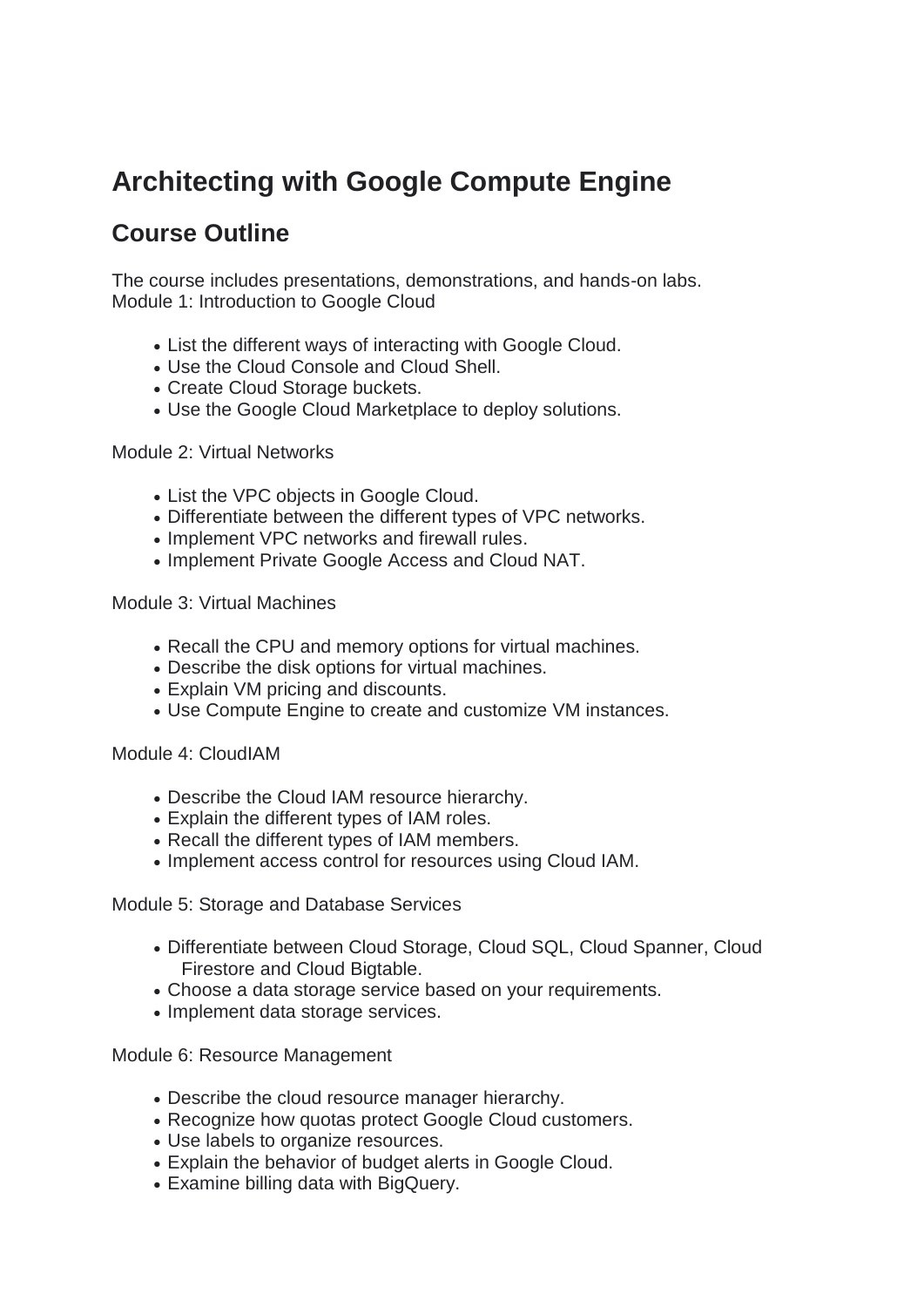# Architecting with Google Compute Engine

## Course Outline

The course includes presentations, demonstrations, and hands-on labs.
Module 1: Introduction to Google Cloud

- List the different ways of interacting with Google Cloud.
- Use the Cloud Console and Cloud Shell.
- Create Cloud Storage buckets.
- Use the Google Cloud Marketplace to deploy solutions.

Module 2: Virtual Networks

- List the VPC objects in Google Cloud.
- Differentiate between the different types of VPC networks.
- Implement VPC networks and firewall rules.
- Implement Private Google Access and Cloud NAT.

Module 3: Virtual Machines

- Recall the CPU and memory options for virtual machines.
- Describe the disk options for virtual machines.
- Explain VM pricing and discounts.
- Use Compute Engine to create and customize VM instances.

Module 4: CloudIAM

- Describe the Cloud IAM resource hierarchy.
- Explain the different types of IAM roles.
- Recall the different types of IAM members.
- Implement access control for resources using Cloud IAM.

Module 5: Storage and Database Services

- Differentiate between Cloud Storage, Cloud SQL, Cloud Spanner, Cloud Firestore and Cloud Bigtable.
- Choose a data storage service based on your requirements.
- Implement data storage services.

Module 6: Resource Management

- Describe the cloud resource manager hierarchy.
- Recognize how quotas protect Google Cloud customers.
- Use labels to organize resources.
- Explain the behavior of budget alerts in Google Cloud.
- Examine billing data with BigQuery.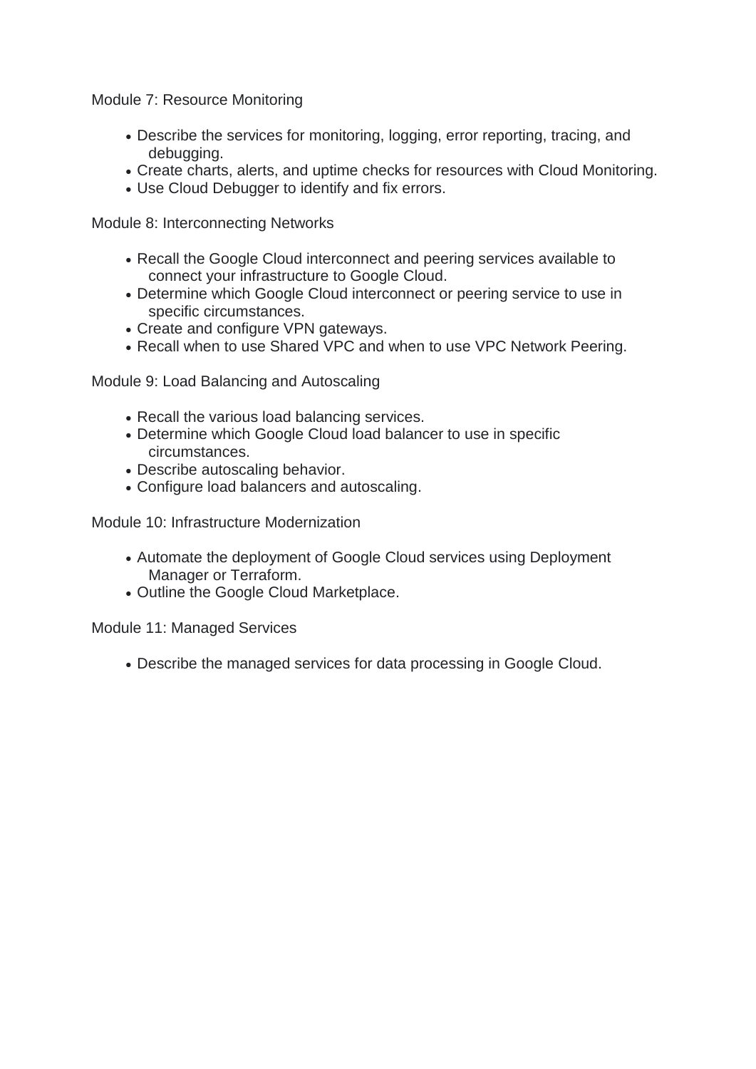Module 7: Resource Monitoring

- Describe the services for monitoring, logging, error reporting, tracing, and debugging.
- Create charts, alerts, and uptime checks for resources with Cloud Monitoring.
- Use Cloud Debugger to identify and fix errors.

Module 8: Interconnecting Networks

- Recall the Google Cloud interconnect and peering services available to connect your infrastructure to Google Cloud.
- Determine which Google Cloud interconnect or peering service to use in specific circumstances.
- Create and configure VPN gateways.
- Recall when to use Shared VPC and when to use VPC Network Peering.

Module 9: Load Balancing and Autoscaling

- Recall the various load balancing services.
- Determine which Google Cloud load balancer to use in specific circumstances.
- Describe autoscaling behavior.
- Configure load balancers and autoscaling.

Module 10: Infrastructure Modernization

- Automate the deployment of Google Cloud services using Deployment Manager or Terraform.
- Outline the Google Cloud Marketplace.

Module 11: Managed Services

- Describe the managed services for data processing in Google Cloud.